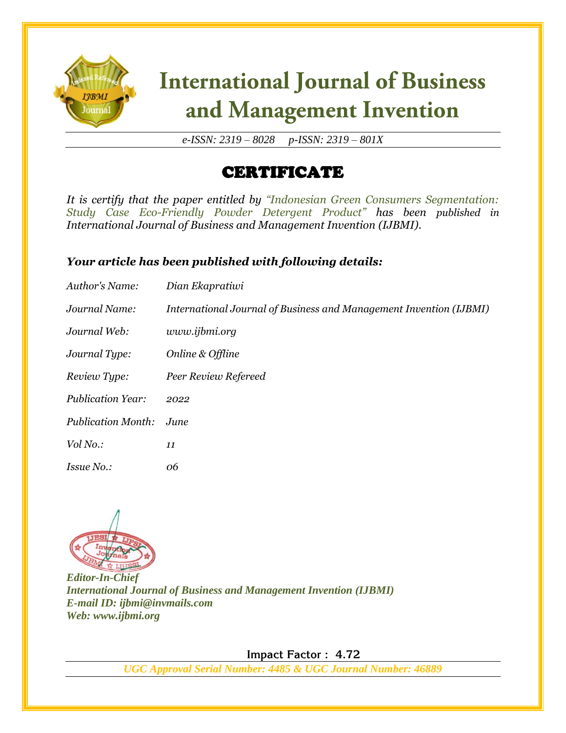# International Journal of Business and Management Invention

*e-ISSN: 2319 – 8028 p-ISSN: 2319 – 801X*

## CERTIFICATE

*It is certify that the paper entitled by "Indonesian Green Consumers Segmentation: Study Case Eco-Friendly Powder Detergent Product" has been published in International Journal of Business and Management Invention (IJBMI).*

### *Your article has been published with following details:*

| | |
|---|---|
| *Author's Name:* | *Dian Ekapratiwi* |
| *Journal Name:* | *International Journal of Business and Management Invention (IJBMI)* |
| *Journal Web:* | *www.ijbmi.org* |
| *Journal Type:* | *Online & Offline* |
| *Review Type:* | *Peer Review Refereed* |
| *Publication Year:* | *2022* |
| *Publication Month:* | *June* |
| *Vol No.:* | *11* |
| *Issue No.:* | *06* |

***Editor-In-Chief***
***International Journal of Business and Management Invention (IJBMI)***
***E-mail ID: ijbmi@invmails.com***
***Web: www.ijbmi.org***

**Impact Factor : 4.72**

***UGC Approval Serial Number: 4485 & UGC Journal Number: 46889***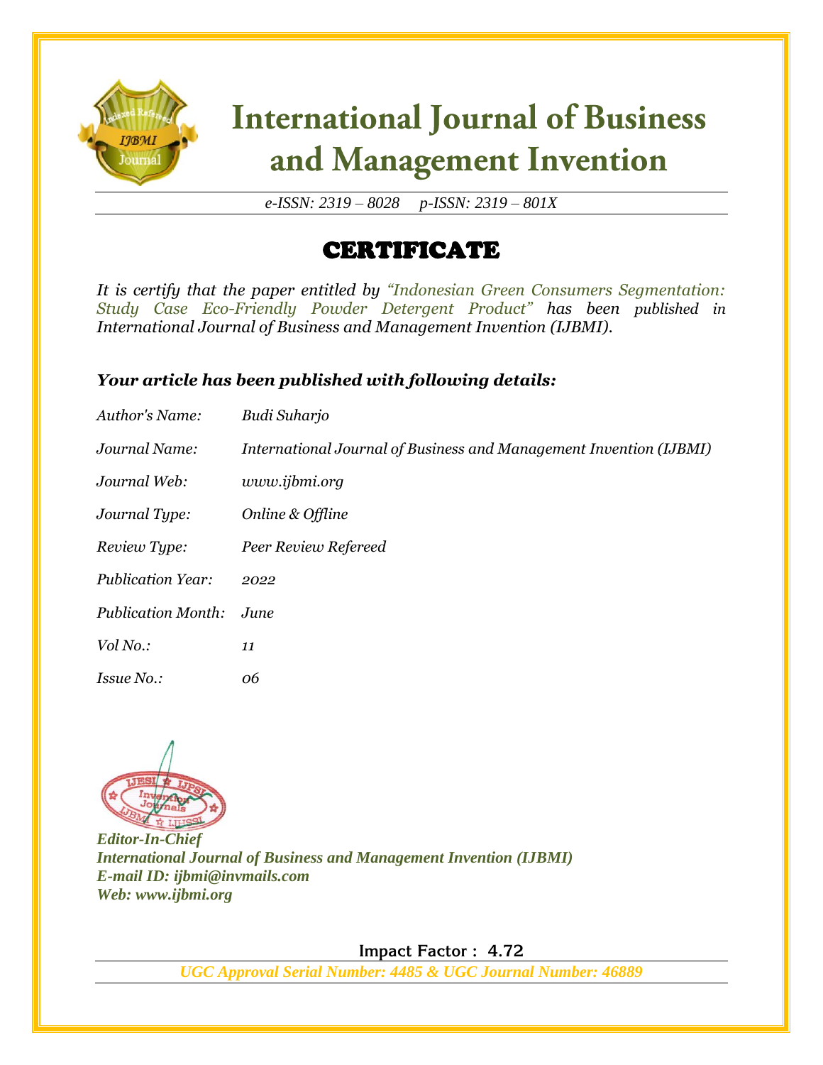# International Journal of Business and Management Invention

*e-ISSN: 2319 – 8028 p-ISSN: 2319 – 801X*

## CERTIFICATE

*It is certify that the paper entitled by "Indonesian Green Consumers Segmentation: Study Case Eco-Friendly Powder Detergent Product" has been published in International Journal of Business and Management Invention (IJBMI).*

***Your article has been published with following details:***

| | |
|---|---|
| *Author's Name:* | *Budi Suharjo* |
| *Journal Name:* | *International Journal of Business and Management Invention (IJBMI)* |
| *Journal Web:* | *www.ijbmi.org* |
| *Journal Type:* | *Online & Offline* |
| *Review Type:* | *Peer Review Refereed* |
| *Publication Year:* | *2022* |
| *Publication Month:* | *June* |
| *Vol No.:* | *11* |
| *Issue No.:* | *06* |

***Editor-In-Chief***
***International Journal of Business and Management Invention (IJBMI)***
***E-mail ID: ijbmi@invmails.com***
***Web: www.ijbmi.org***

**Impact Factor : 4.72**

***UGC Approval Serial Number: 4485 & UGC Journal Number: 46889***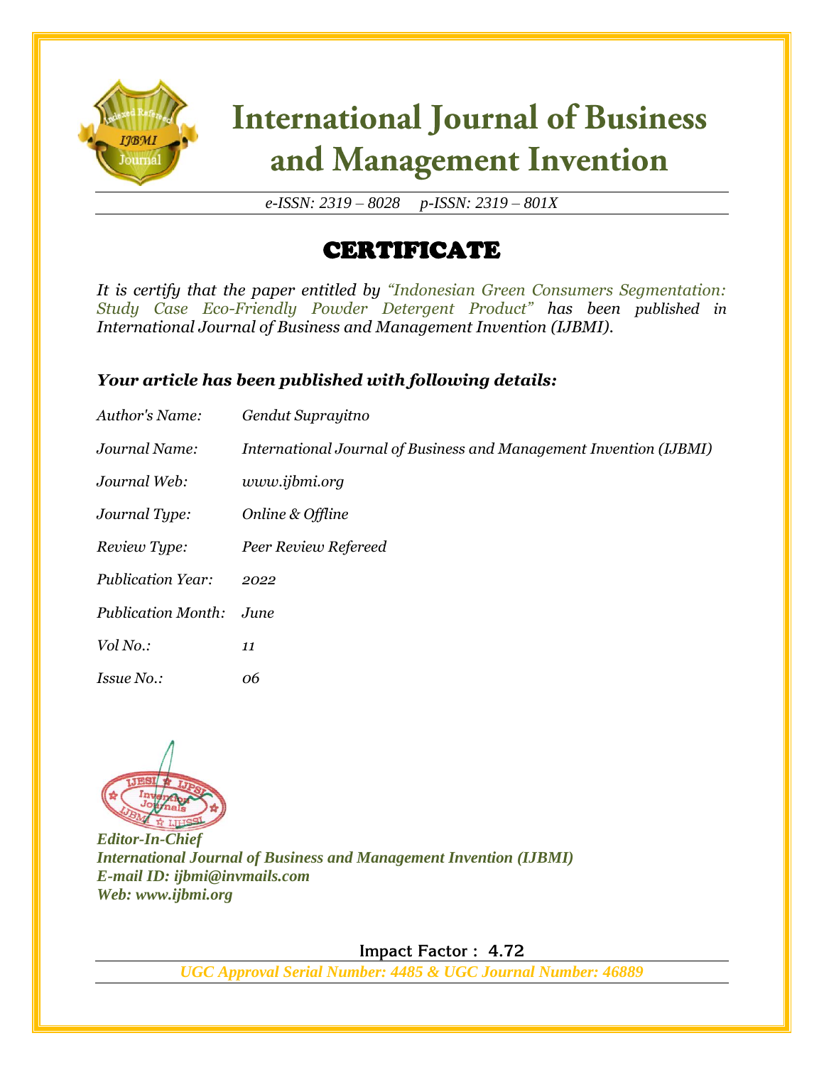# International Journal of Business and Management Invention

*e-ISSN: 2319 – 8028 p-ISSN: 2319 – 801X*

## CERTIFICATE

*It is certify that the paper entitled by "Indonesian Green Consumers Segmentation: Study Case Eco-Friendly Powder Detergent Product" has been published in International Journal of Business and Management Invention (IJBMI).*

### *Your article has been published with following details:*

| | |
|---|---|
| *Author's Name:* | *Gendut Suprayitno* |
| *Journal Name:* | *International Journal of Business and Management Invention (IJBMI)* |
| *Journal Web:* | *www.ijbmi.org* |
| *Journal Type:* | *Online & Offline* |
| *Review Type:* | *Peer Review Refereed* |
| *Publication Year:* | *2022* |
| *Publication Month:* | *June* |
| *Vol No.:* | *11* |
| *Issue No.:* | *06* |

***Editor-In-Chief***
***International Journal of Business and Management Invention (IJBMI)***
***E-mail ID: ijbmi@invmails.com***
***Web: www.ijbmi.org***

**Impact Factor : 4.72**

***UGC Approval Serial Number: 4485 & UGC Journal Number: 46889***